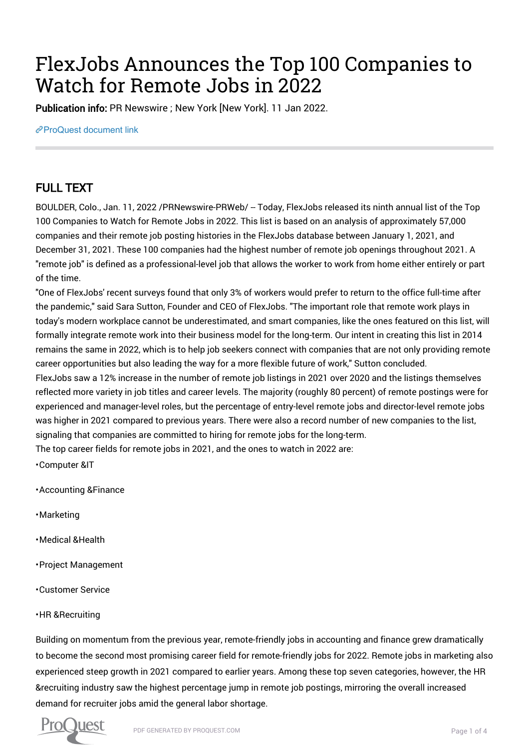# FlexJobs Announces the Top 100 Companies to Watch for Remote Jobs in 2022

**Publication info:** PR Newswire ; New York [New York]. 11 Jan 2022.

ProQuest document link

## FULL TEXT

BOULDER, Colo., Jan. 11, 2022 /PRNewswire-PRWeb/ -- Today, FlexJobs released its ninth annual list of the Top 100 Companies to Watch for Remote Jobs in 2022. This list is based on an analysis of approximately 57,000 companies and their remote job posting histories in the FlexJobs database between January 1, 2021, and December 31, 2021. These 100 companies had the highest number of remote job openings throughout 2021. A "remote job" is defined as a professional-level job that allows the worker to work from home either entirely or part of the time.

"One of FlexJobs' recent surveys found that only 3% of workers would prefer to return to the office full-time after the pandemic," said Sara Sutton, Founder and CEO of FlexJobs. "The important role that remote work plays in today's modern workplace cannot be underestimated, and smart companies, like the ones featured on this list, will formally integrate remote work into their business model for the long-term. Our intent in creating this list in 2014 remains the same in 2022, which is to help job seekers connect with companies that are not only providing remote career opportunities but also leading the way for a more flexible future of work," Sutton concluded.

FlexJobs saw a 12% increase in the number of remote job listings in 2021 over 2020 and the listings themselves reflected more variety in job titles and career levels. The majority (roughly 80 percent) of remote postings were for experienced and manager-level roles, but the percentage of entry-level remote jobs and director-level remote jobs was higher in 2021 compared to previous years. There were also a record number of new companies to the list, signaling that companies are committed to hiring for remote jobs for the long-term.

The top career fields for remote jobs in 2021, and the ones to watch in 2022 are:

- Computer &IT
- Accounting &Finance
- Marketing
- Medical &Health
- Project Management
- Customer Service
- HR &Recruiting

Building on momentum from the previous year, remote-friendly jobs in accounting and finance grew dramatically to become the second most promising career field for remote-friendly jobs for 2022. Remote jobs in marketing also experienced steep growth in 2021 compared to earlier years. Among these top seven categories, however, the HR &recruiting industry saw the highest percentage jump in remote job postings, mirroring the overall increased demand for recruiter jobs amid the general labor shortage.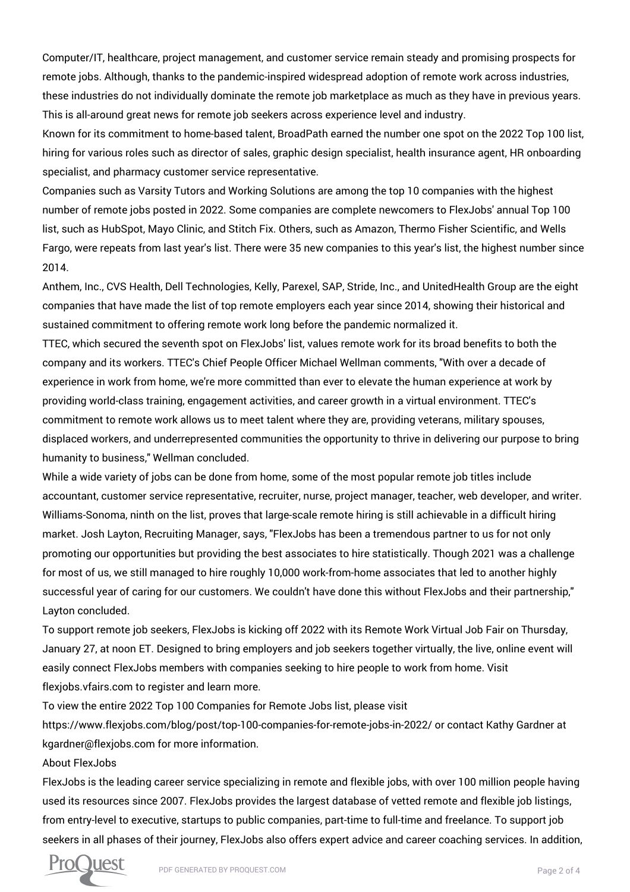Computer/IT, healthcare, project management, and customer service remain steady and promising prospects for remote jobs. Although, thanks to the pandemic-inspired widespread adoption of remote work across industries, these industries do not individually dominate the remote job marketplace as much as they have in previous years. This is all-around great news for remote job seekers across experience level and industry.

Known for its commitment to home-based talent, BroadPath earned the number one spot on the 2022 Top 100 list, hiring for various roles such as director of sales, graphic design specialist, health insurance agent, HR onboarding specialist, and pharmacy customer service representative.

Companies such as Varsity Tutors and Working Solutions are among the top 10 companies with the highest number of remote jobs posted in 2022. Some companies are complete newcomers to FlexJobs' annual Top 100 list, such as HubSpot, Mayo Clinic, and Stitch Fix. Others, such as Amazon, Thermo Fisher Scientific, and Wells Fargo, were repeats from last year's list. There were 35 new companies to this year's list, the highest number since 2014.

Anthem, Inc., CVS Health, Dell Technologies, Kelly, Parexel, SAP, Stride, Inc., and UnitedHealth Group are the eight companies that have made the list of top remote employers each year since 2014, showing their historical and sustained commitment to offering remote work long before the pandemic normalized it.

TTEC, which secured the seventh spot on FlexJobs' list, values remote work for its broad benefits to both the company and its workers. TTEC's Chief People Officer Michael Wellman comments, "With over a decade of experience in work from home, we're more committed than ever to elevate the human experience at work by providing world-class training, engagement activities, and career growth in a virtual environment. TTEC's commitment to remote work allows us to meet talent where they are, providing veterans, military spouses, displaced workers, and underrepresented communities the opportunity to thrive in delivering our purpose to bring humanity to business," Wellman concluded.

While a wide variety of jobs can be done from home, some of the most popular remote job titles include accountant, customer service representative, recruiter, nurse, project manager, teacher, web developer, and writer.

Williams-Sonoma, ninth on the list, proves that large-scale remote hiring is still achievable in a difficult hiring market. Josh Layton, Recruiting Manager, says, "FlexJobs has been a tremendous partner to us for not only promoting our opportunities but providing the best associates to hire statistically. Though 2021 was a challenge for most of us, we still managed to hire roughly 10,000 work-from-home associates that led to another highly successful year of caring for our customers. We couldn't have done this without FlexJobs and their partnership," Layton concluded.

To support remote job seekers, FlexJobs is kicking off 2022 with its Remote Work Virtual Job Fair on Thursday, January 27, at noon ET. Designed to bring employers and job seekers together virtually, the live, online event will easily connect FlexJobs members with companies seeking to hire people to work from home. Visit flexjobs.vfairs.com to register and learn more.

To view the entire 2022 Top 100 Companies for Remote Jobs list, please visit https://www.flexjobs.com/blog/post/top-100-companies-for-remote-jobs-in-2022/ or contact Kathy Gardner at kgardner@flexjobs.com for more information.

About FlexJobs

FlexJobs is the leading career service specializing in remote and flexible jobs, with over 100 million people having used its resources since 2007. FlexJobs provides the largest database of vetted remote and flexible job listings, from entry-level to executive, startups to public companies, part-time to full-time and freelance. To support job seekers in all phases of their journey, FlexJobs also offers expert advice and career coaching services. In addition,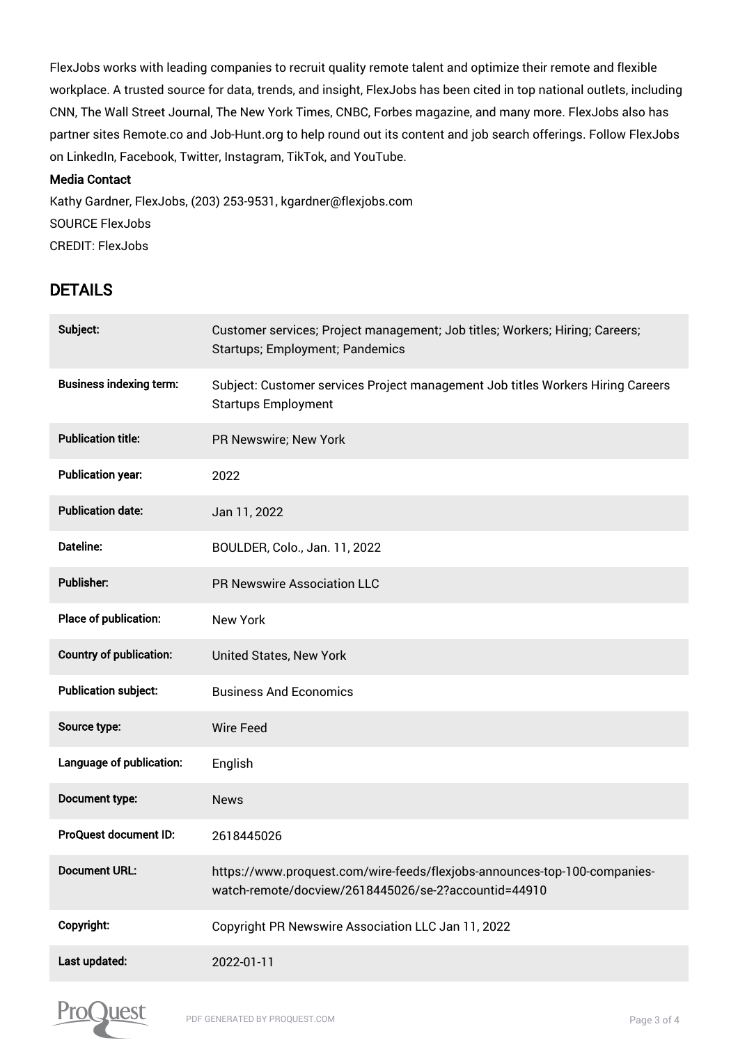FlexJobs works with leading companies to recruit quality remote talent and optimize their remote and flexible workplace. A trusted source for data, trends, and insight, FlexJobs has been cited in top national outlets, including CNN, The Wall Street Journal, The New York Times, CNBC, Forbes magazine, and many more. FlexJobs also has partner sites Remote.co and Job-Hunt.org to help round out its content and job search offerings. Follow FlexJobs on LinkedIn, Facebook, Twitter, Instagram, TikTok, and YouTube.

**Media Contact**

Kathy Gardner, FlexJobs, (203) 253-9531, kgardner@flexjobs.com

SOURCE FlexJobs

CREDIT: FlexJobs

## DETAILS

| | |
|---|---|
| **Subject:** | Customer services; Project management; Job titles; Workers; Hiring; Careers; Startups; Employment; Pandemics |
| **Business indexing term:** | Subject: Customer services Project management Job titles Workers Hiring Careers Startups Employment |
| **Publication title:** | PR Newswire; New York |
| **Publication year:** | 2022 |
| **Publication date:** | Jan 11, 2022 |
| **Dateline:** | BOULDER, Colo., Jan. 11, 2022 |
| **Publisher:** | PR Newswire Association LLC |
| **Place of publication:** | New York |
| **Country of publication:** | United States, New York |
| **Publication subject:** | Business And Economics |
| **Source type:** | Wire Feed |
| **Language of publication:** | English |
| **Document type:** | News |
| **ProQuest document ID:** | 2618445026 |
| **Document URL:** | https://www.proquest.com/wire-feeds/flexjobs-announces-top-100-companies-watch-remote/docview/2618445026/se-2?accountid=44910 |
| **Copyright:** | Copyright PR Newswire Association LLC Jan 11, 2022 |
| **Last updated:** | 2022-01-11 |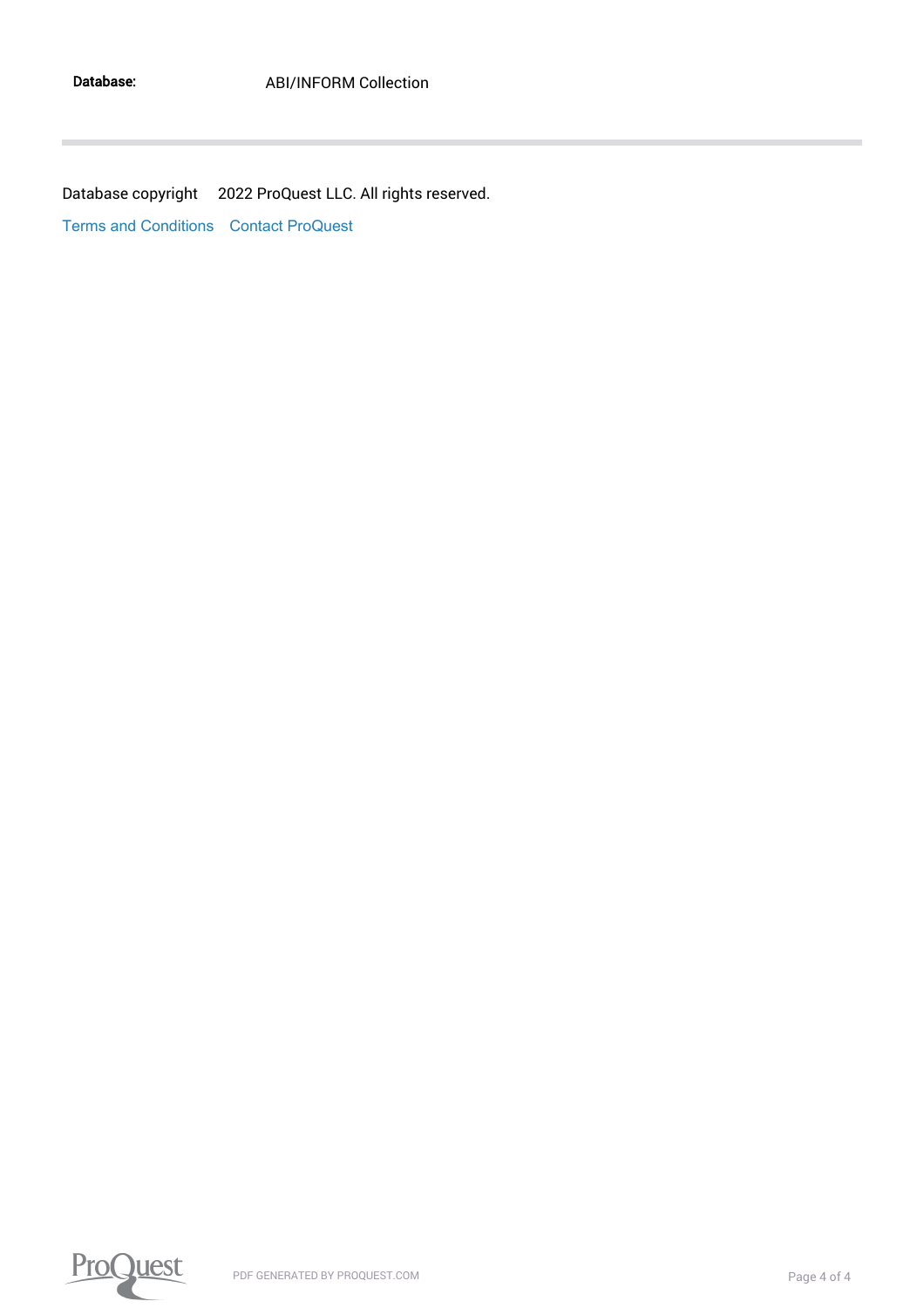**Database:** ABI/INFORM Collection

Database copyright 2022 ProQuest LLC. All rights reserved.

Terms and Conditions Contact ProQuest